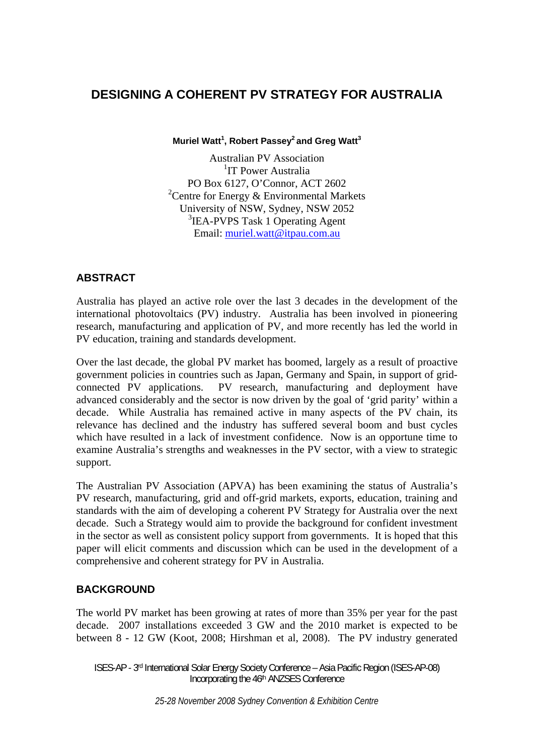# DESIGNING A COHERENT PV STRATEGY FOR AUSTRALIA

**Muriel Watt[1], Robert Passey[2] and Greg Watt[3]**

Australian PV Association
[1]IT Power Australia
PO Box 6127, O'Connor, ACT 2602
[2]Centre for Energy & Environmental Markets
University of NSW, Sydney, NSW 2052
[3]IEA-PVPS Task 1 Operating Agent
Email: muriel.watt@itpau.com.au

## ABSTRACT

Australia has played an active role over the last 3 decades in the development of the international photovoltaics (PV) industry. Australia has been involved in pioneering research, manufacturing and application of PV, and more recently has led the world in PV education, training and standards development.

Over the last decade, the global PV market has boomed, largely as a result of proactive government policies in countries such as Japan, Germany and Spain, in support of grid-connected PV applications. PV research, manufacturing and deployment have advanced considerably and the sector is now driven by the goal of 'grid parity' within a decade. While Australia has remained active in many aspects of the PV chain, its relevance has declined and the industry has suffered several boom and bust cycles which have resulted in a lack of investment confidence. Now is an opportune time to examine Australia's strengths and weaknesses in the PV sector, with a view to strategic support.

The Australian PV Association (APVA) has been examining the status of Australia's PV research, manufacturing, grid and off-grid markets, exports, education, training and standards with the aim of developing a coherent PV Strategy for Australia over the next decade. Such a Strategy would aim to provide the background for confident investment in the sector as well as consistent policy support from governments. It is hoped that this paper will elicit comments and discussion which can be used in the development of a comprehensive and coherent strategy for PV in Australia.

## BACKGROUND

The world PV market has been growing at rates of more than 35% per year for the past decade. 2007 installations exceeded 3 GW and the 2010 market is expected to be between 8 - 12 GW (Koot, 2008; Hirshman et al, 2008). The PV industry generated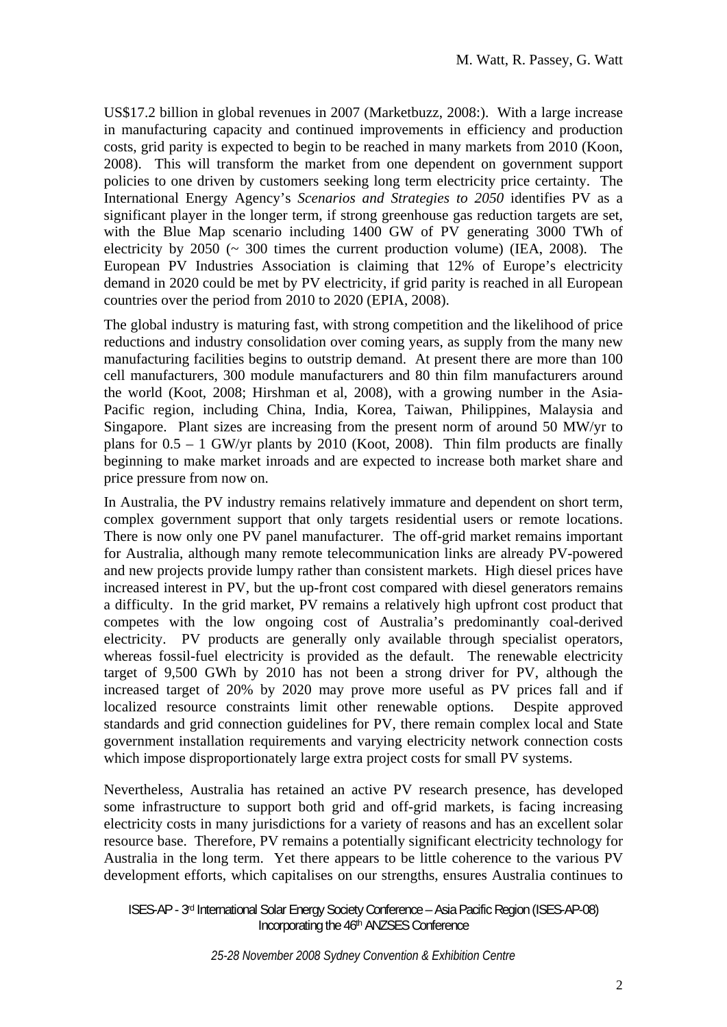US$17.2 billion in global revenues in 2007 (Marketbuzz, 2008:). With a large increase in manufacturing capacity and continued improvements in efficiency and production costs, grid parity is expected to begin to be reached in many markets from 2010 (Koon, 2008). This will transform the market from one dependent on government support policies to one driven by customers seeking long term electricity price certainty. The International Energy Agency's *Scenarios and Strategies to 2050* identifies PV as a significant player in the longer term, if strong greenhouse gas reduction targets are set, with the Blue Map scenario including 1400 GW of PV generating 3000 TWh of electricity by 2050 (~ 300 times the current production volume) (IEA, 2008). The European PV Industries Association is claiming that 12% of Europe's electricity demand in 2020 could be met by PV electricity, if grid parity is reached in all European countries over the period from 2010 to 2020 (EPIA, 2008).

The global industry is maturing fast, with strong competition and the likelihood of price reductions and industry consolidation over coming years, as supply from the many new manufacturing facilities begins to outstrip demand. At present there are more than 100 cell manufacturers, 300 module manufacturers and 80 thin film manufacturers around the world (Koot, 2008; Hirshman et al, 2008), with a growing number in the Asia-Pacific region, including China, India, Korea, Taiwan, Philippines, Malaysia and Singapore. Plant sizes are increasing from the present norm of around 50 MW/yr to plans for 0.5 – 1 GW/yr plants by 2010 (Koot, 2008). Thin film products are finally beginning to make market inroads and are expected to increase both market share and price pressure from now on.

In Australia, the PV industry remains relatively immature and dependent on short term, complex government support that only targets residential users or remote locations. There is now only one PV panel manufacturer. The off-grid market remains important for Australia, although many remote telecommunication links are already PV-powered and new projects provide lumpy rather than consistent markets. High diesel prices have increased interest in PV, but the up-front cost compared with diesel generators remains a difficulty. In the grid market, PV remains a relatively high upfront cost product that competes with the low ongoing cost of Australia's predominantly coal-derived electricity. PV products are generally only available through specialist operators, whereas fossil-fuel electricity is provided as the default. The renewable electricity target of 9,500 GWh by 2010 has not been a strong driver for PV, although the increased target of 20% by 2020 may prove more useful as PV prices fall and if localized resource constraints limit other renewable options. Despite approved standards and grid connection guidelines for PV, there remain complex local and State government installation requirements and varying electricity network connection costs which impose disproportionately large extra project costs for small PV systems.

Nevertheless, Australia has retained an active PV research presence, has developed some infrastructure to support both grid and off-grid markets, is facing increasing electricity costs in many jurisdictions for a variety of reasons and has an excellent solar resource base. Therefore, PV remains a potentially significant electricity technology for Australia in the long term. Yet there appears to be little coherence to the various PV development efforts, which capitalises on our strengths, ensures Australia continues to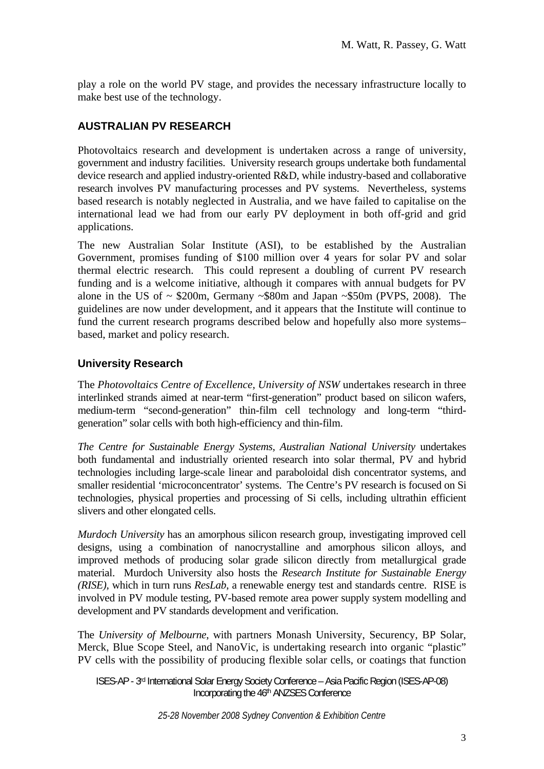play a role on the world PV stage, and provides the necessary infrastructure locally to make best use of the technology.

## AUSTRALIAN PV RESEARCH

Photovoltaics research and development is undertaken across a range of university, government and industry facilities. University research groups undertake both fundamental device research and applied industry-oriented R&D, while industry-based and collaborative research involves PV manufacturing processes and PV systems. Nevertheless, systems based research is notably neglected in Australia, and we have failed to capitalise on the international lead we had from our early PV deployment in both off-grid and grid applications.

The new Australian Solar Institute (ASI), to be established by the Australian Government, promises funding of $100 million over 4 years for solar PV and solar thermal electric research. This could represent a doubling of current PV research funding and is a welcome initiative, although it compares with annual budgets for PV alone in the US of ~ $200m, Germany ~$80m and Japan ~$50m (PVPS, 2008). The guidelines are now under development, and it appears that the Institute will continue to fund the current research programs described below and hopefully also more systems–based, market and policy research.

### University Research

The *Photovoltaics Centre of Excellence, University of NSW* undertakes research in three interlinked strands aimed at near-term "first-generation" product based on silicon wafers, medium-term "second-generation" thin-film cell technology and long-term "third-generation" solar cells with both high-efficiency and thin-film.

*The Centre for Sustainable Energy Systems, Australian National University* undertakes both fundamental and industrially oriented research into solar thermal, PV and hybrid technologies including large-scale linear and paraboloidal dish concentrator systems, and smaller residential 'microconcentrator' systems. The Centre's PV research is focused on Si technologies, physical properties and processing of Si cells, including ultrathin efficient slivers and other elongated cells.

*Murdoch University* has an amorphous silicon research group, investigating improved cell designs, using a combination of nanocrystalline and amorphous silicon alloys, and improved methods of producing solar grade silicon directly from metallurgical grade material. Murdoch University also hosts the *Research Institute for Sustainable Energy (RISE)*, which in turn runs *ResLab*, a renewable energy test and standards centre. RISE is involved in PV module testing, PV-based remote area power supply system modelling and development and PV standards development and verification.

The *University of Melbourne*, with partners Monash University, Securency, BP Solar, Merck, Blue Scope Steel, and NanoVic, is undertaking research into organic "plastic" PV cells with the possibility of producing flexible solar cells, or coatings that function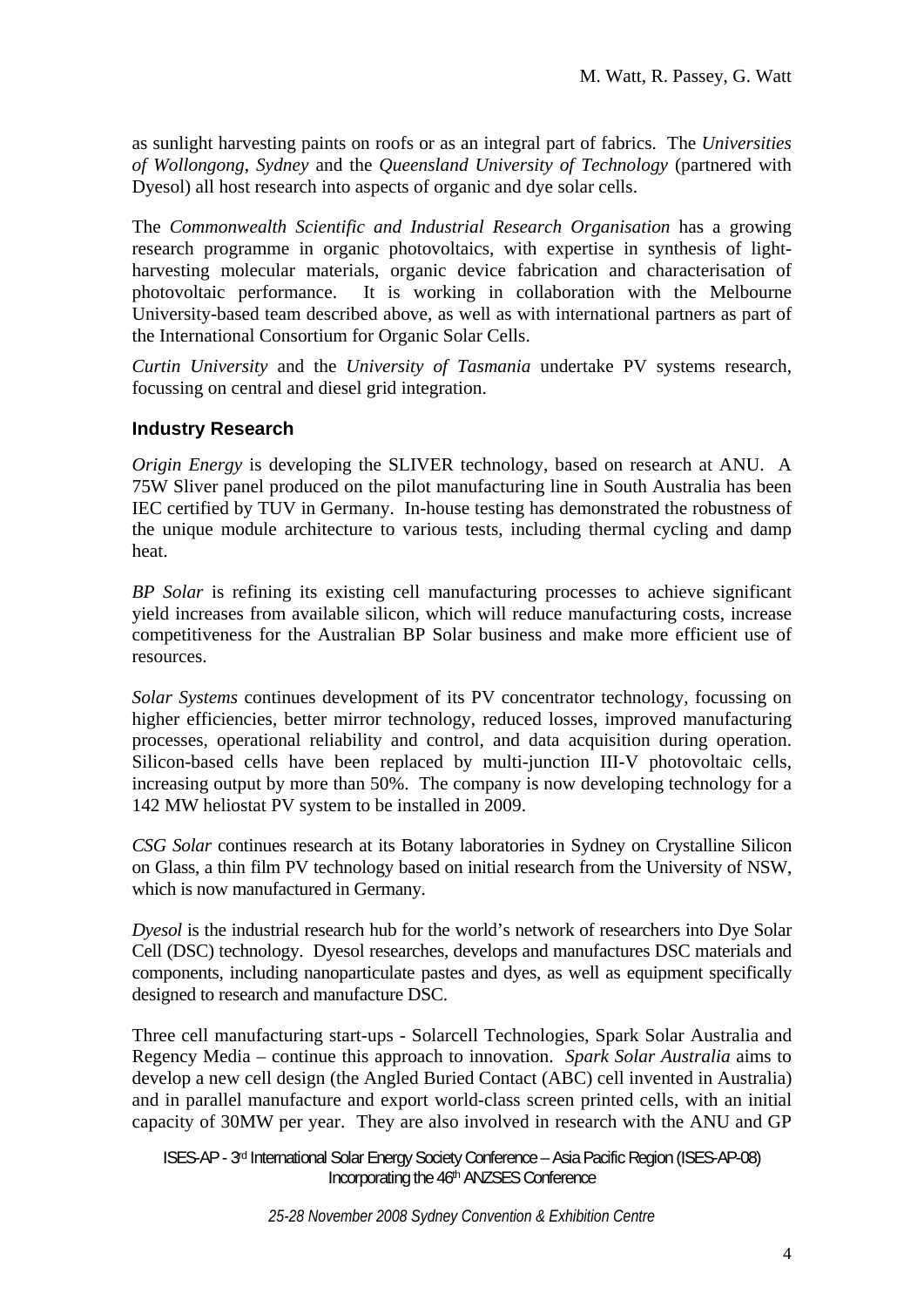as sunlight harvesting paints on roofs or as an integral part of fabrics. The *Universities of Wollongong*, *Sydney* and the *Queensland University of Technology* (partnered with Dyesol) all host research into aspects of organic and dye solar cells.

The *Commonwealth Scientific and Industrial Research Organisation* has a growing research programme in organic photovoltaics, with expertise in synthesis of light-harvesting molecular materials, organic device fabrication and characterisation of photovoltaic performance. It is working in collaboration with the Melbourne University-based team described above, as well as with international partners as part of the International Consortium for Organic Solar Cells.

*Curtin University* and the *University of Tasmania* undertake PV systems research, focussing on central and diesel grid integration.

### Industry Research

*Origin Energy* is developing the SLIVER technology, based on research at ANU. A 75W Sliver panel produced on the pilot manufacturing line in South Australia has been IEC certified by TUV in Germany. In-house testing has demonstrated the robustness of the unique module architecture to various tests, including thermal cycling and damp heat.

*BP Solar* is refining its existing cell manufacturing processes to achieve significant yield increases from available silicon, which will reduce manufacturing costs, increase competitiveness for the Australian BP Solar business and make more efficient use of resources.

*Solar Systems* continues development of its PV concentrator technology, focussing on higher efficiencies, better mirror technology, reduced losses, improved manufacturing processes, operational reliability and control, and data acquisition during operation. Silicon-based cells have been replaced by multi-junction III-V photovoltaic cells, increasing output by more than 50%. The company is now developing technology for a 142 MW heliostat PV system to be installed in 2009.

*CSG Solar* continues research at its Botany laboratories in Sydney on Crystalline Silicon on Glass, a thin film PV technology based on initial research from the University of NSW, which is now manufactured in Germany.

*Dyesol* is the industrial research hub for the world's network of researchers into Dye Solar Cell (DSC) technology. Dyesol researches, develops and manufactures DSC materials and components, including nanoparticulate pastes and dyes, as well as equipment specifically designed to research and manufacture DSC.

Three cell manufacturing start-ups - Solarcell Technologies, Spark Solar Australia and Regency Media – continue this approach to innovation. *Spark Solar Australia* aims to develop a new cell design (the Angled Buried Contact (ABC) cell invented in Australia) and in parallel manufacture and export world-class screen printed cells, with an initial capacity of 30MW per year. They are also involved in research with the ANU and GP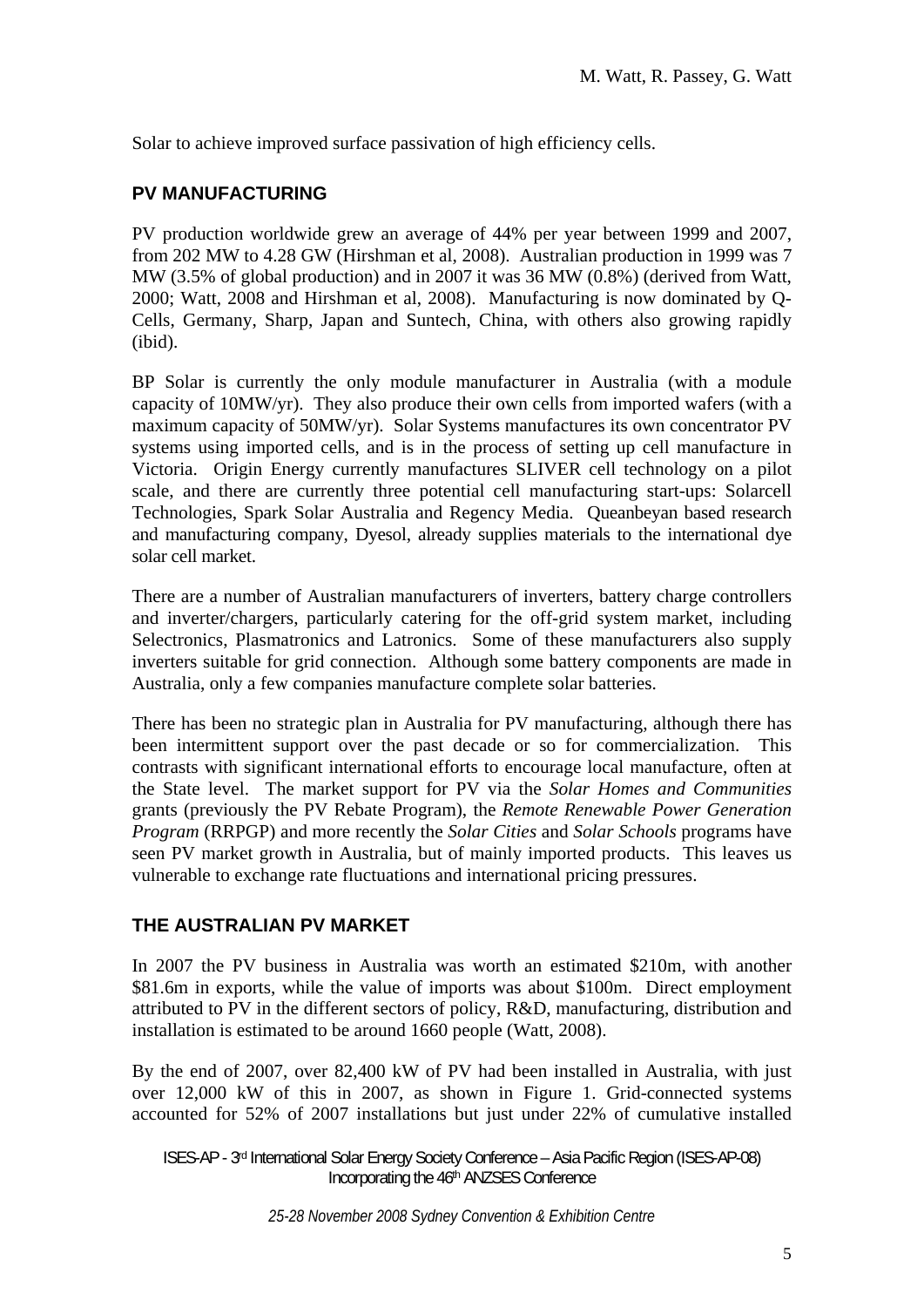Solar to achieve improved surface passivation of high efficiency cells.

## PV MANUFACTURING

PV production worldwide grew an average of 44% per year between 1999 and 2007, from 202 MW to 4.28 GW (Hirshman et al, 2008). Australian production in 1999 was 7 MW (3.5% of global production) and in 2007 it was 36 MW (0.8%) (derived from Watt, 2000; Watt, 2008 and Hirshman et al, 2008). Manufacturing is now dominated by Q-Cells, Germany, Sharp, Japan and Suntech, China, with others also growing rapidly (ibid).

BP Solar is currently the only module manufacturer in Australia (with a module capacity of 10MW/yr). They also produce their own cells from imported wafers (with a maximum capacity of 50MW/yr). Solar Systems manufactures its own concentrator PV systems using imported cells, and is in the process of setting up cell manufacture in Victoria. Origin Energy currently manufactures SLIVER cell technology on a pilot scale, and there are currently three potential cell manufacturing start-ups: Solarcell Technologies, Spark Solar Australia and Regency Media. Queanbeyan based research and manufacturing company, Dyesol, already supplies materials to the international dye solar cell market.

There are a number of Australian manufacturers of inverters, battery charge controllers and inverter/chargers, particularly catering for the off-grid system market, including Selectronics, Plasmatronics and Latronics. Some of these manufacturers also supply inverters suitable for grid connection. Although some battery components are made in Australia, only a few companies manufacture complete solar batteries.

There has been no strategic plan in Australia for PV manufacturing, although there has been intermittent support over the past decade or so for commercialization. This contrasts with significant international efforts to encourage local manufacture, often at the State level. The market support for PV via the *Solar Homes and Communities* grants (previously the PV Rebate Program), the *Remote Renewable Power Generation Program* (RRPGP) and more recently the *Solar Cities* and *Solar Schools* programs have seen PV market growth in Australia, but of mainly imported products. This leaves us vulnerable to exchange rate fluctuations and international pricing pressures.

## THE AUSTRALIAN PV MARKET

In 2007 the PV business in Australia was worth an estimated $210m, with another $81.6m in exports, while the value of imports was about $100m. Direct employment attributed to PV in the different sectors of policy, R&D, manufacturing, distribution and installation is estimated to be around 1660 people (Watt, 2008).

By the end of 2007, over 82,400 kW of PV had been installed in Australia, with just over 12,000 kW of this in 2007, as shown in Figure 1. Grid-connected systems accounted for 52% of 2007 installations but just under 22% of cumulative installed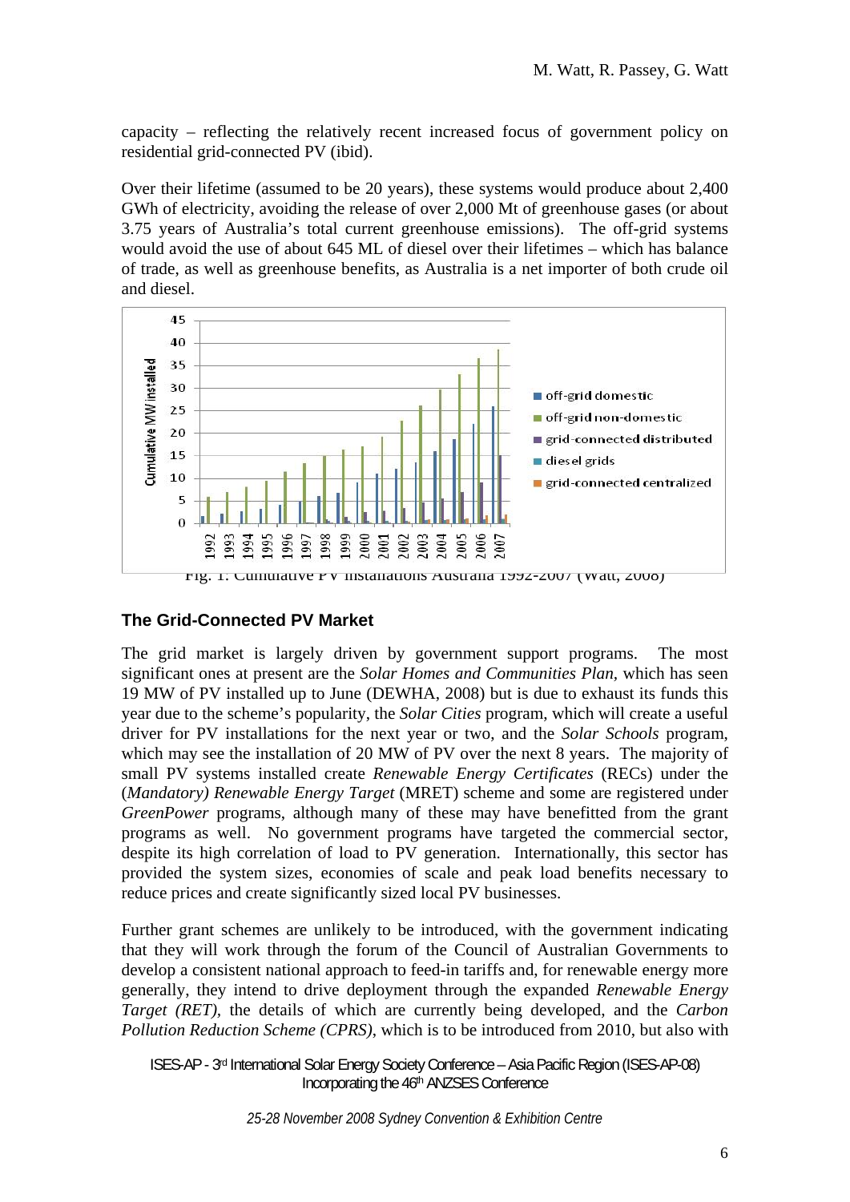capacity – reflecting the relatively recent increased focus of government policy on residential grid-connected PV (ibid).

Over their lifetime (assumed to be 20 years), these systems would produce about 2,400 GWh of electricity, avoiding the release of over 2,000 Mt of greenhouse gases (or about 3.75 years of Australia's total current greenhouse emissions). The off-grid systems would avoid the use of about 645 ML of diesel over their lifetimes – which has balance of trade, as well as greenhouse benefits, as Australia is a net importer of both crude oil and diesel.

Fig. 1: Cumulative PV installations Australia 1992-2007 (Watt, 2008)

## The Grid-Connected PV Market

The grid market is largely driven by government support programs. The most significant ones at present are the *Solar Homes and Communities Plan*, which has seen 19 MW of PV installed up to June (DEWHA, 2008) but is due to exhaust its funds this year due to the scheme's popularity, the *Solar Cities* program, which will create a useful driver for PV installations for the next year or two, and the *Solar Schools* program, which may see the installation of 20 MW of PV over the next 8 years. The majority of small PV systems installed create *Renewable Energy Certificates* (RECs) under the (*Mandatory) Renewable Energy Target* (MRET) scheme and some are registered under *GreenPower* programs, although many of these may have benefitted from the grant programs as well. No government programs have targeted the commercial sector, despite its high correlation of load to PV generation. Internationally, this sector has provided the system sizes, economies of scale and peak load benefits necessary to reduce prices and create significantly sized local PV businesses.

Further grant schemes are unlikely to be introduced, with the government indicating that they will work through the forum of the Council of Australian Governments to develop a consistent national approach to feed-in tariffs and, for renewable energy more generally, they intend to drive deployment through the expanded *Renewable Energy Target (RET)*, the details of which are currently being developed, and the *Carbon Pollution Reduction Scheme (CPRS)*, which is to be introduced from 2010, but also with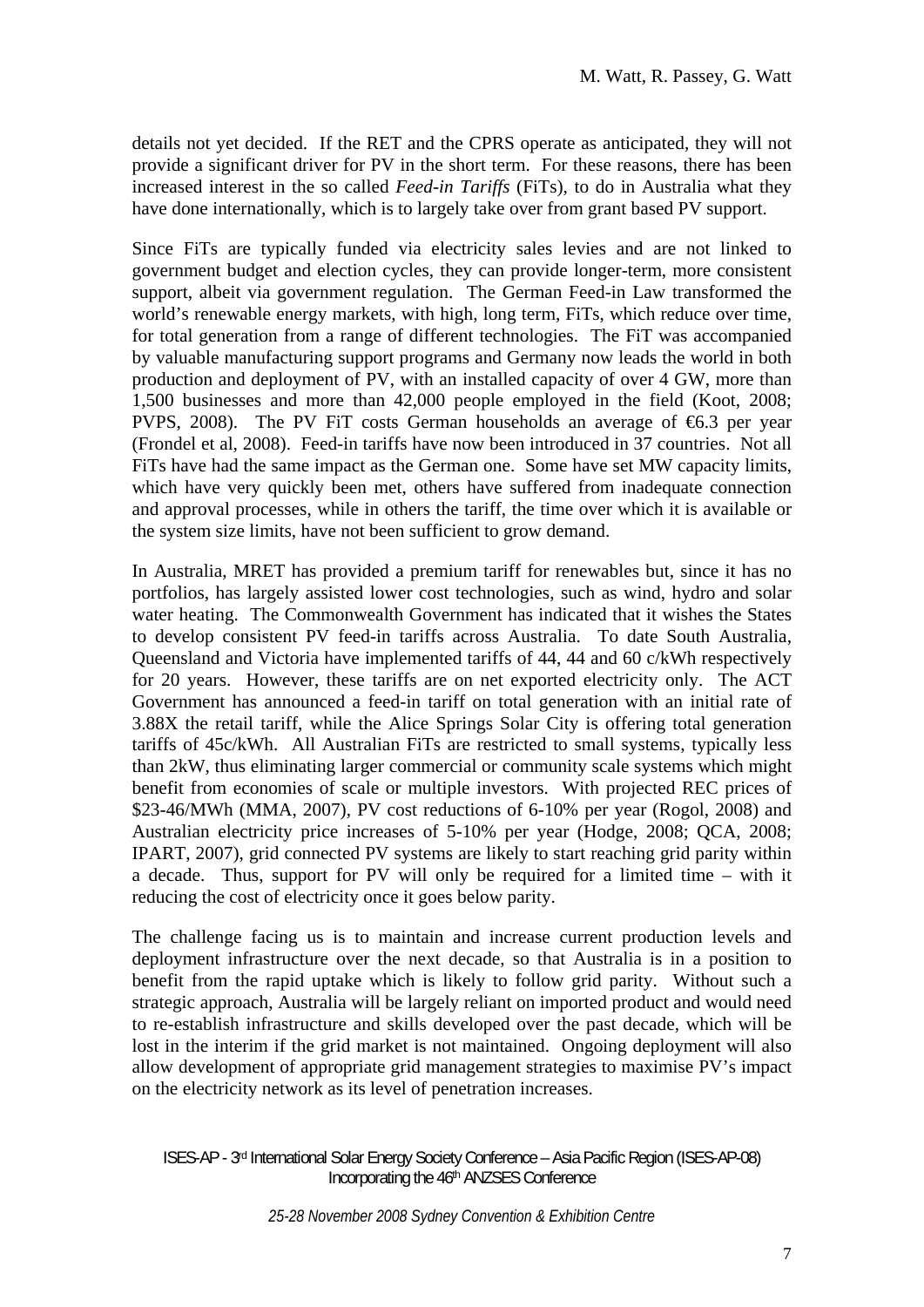details not yet decided. If the RET and the CPRS operate as anticipated, they will not provide a significant driver for PV in the short term. For these reasons, there has been increased interest in the so called *Feed-in Tariffs* (FiTs), to do in Australia what they have done internationally, which is to largely take over from grant based PV support.

Since FiTs are typically funded via electricity sales levies and are not linked to government budget and election cycles, they can provide longer-term, more consistent support, albeit via government regulation. The German Feed-in Law transformed the world's renewable energy markets, with high, long term, FiTs, which reduce over time, for total generation from a range of different technologies. The FiT was accompanied by valuable manufacturing support programs and Germany now leads the world in both production and deployment of PV, with an installed capacity of over 4 GW, more than 1,500 businesses and more than 42,000 people employed in the field (Koot, 2008; PVPS, 2008). The PV FiT costs German households an average of €6.3 per year (Frondel et al, 2008). Feed-in tariffs have now been introduced in 37 countries. Not all FiTs have had the same impact as the German one. Some have set MW capacity limits, which have very quickly been met, others have suffered from inadequate connection and approval processes, while in others the tariff, the time over which it is available or the system size limits, have not been sufficient to grow demand.

In Australia, MRET has provided a premium tariff for renewables but, since it has no portfolios, has largely assisted lower cost technologies, such as wind, hydro and solar water heating. The Commonwealth Government has indicated that it wishes the States to develop consistent PV feed-in tariffs across Australia. To date South Australia, Queensland and Victoria have implemented tariffs of 44, 44 and 60 c/kWh respectively for 20 years. However, these tariffs are on net exported electricity only. The ACT Government has announced a feed-in tariff on total generation with an initial rate of 3.88X the retail tariff, while the Alice Springs Solar City is offering total generation tariffs of 45c/kWh. All Australian FiTs are restricted to small systems, typically less than 2kW, thus eliminating larger commercial or community scale systems which might benefit from economies of scale or multiple investors. With projected REC prices of \$23-46/MWh (MMA, 2007), PV cost reductions of 6-10% per year (Rogol, 2008) and Australian electricity price increases of 5-10% per year (Hodge, 2008; QCA, 2008; IPART, 2007), grid connected PV systems are likely to start reaching grid parity within a decade. Thus, support for PV will only be required for a limited time – with it reducing the cost of electricity once it goes below parity.

The challenge facing us is to maintain and increase current production levels and deployment infrastructure over the next decade, so that Australia is in a position to benefit from the rapid uptake which is likely to follow grid parity. Without such a strategic approach, Australia will be largely reliant on imported product and would need to re-establish infrastructure and skills developed over the past decade, which will be lost in the interim if the grid market is not maintained. Ongoing deployment will also allow development of appropriate grid management strategies to maximise PV's impact on the electricity network as its level of penetration increases.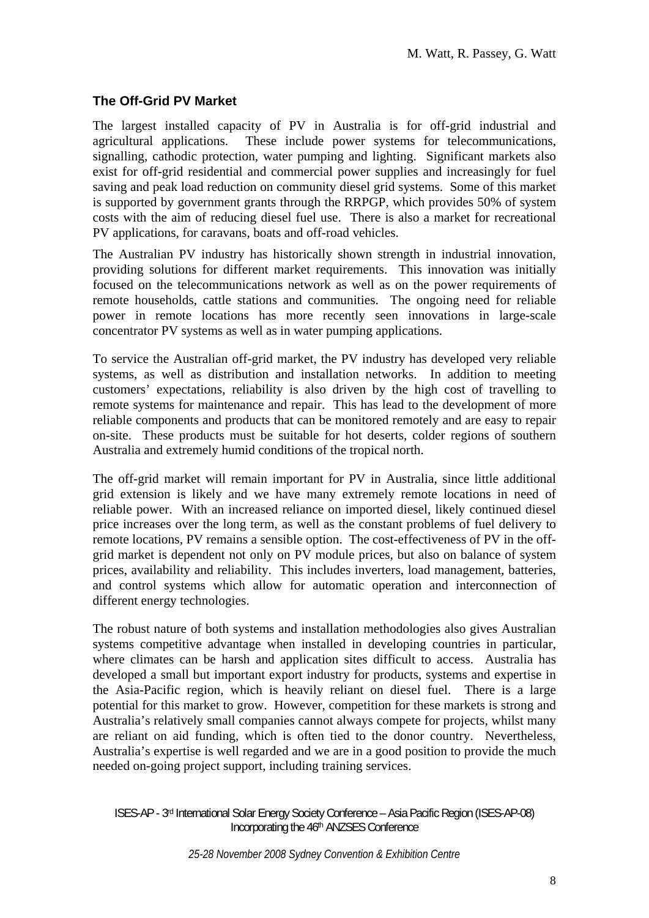## The Off-Grid PV Market

The largest installed capacity of PV in Australia is for off-grid industrial and agricultural applications. These include power systems for telecommunications, signalling, cathodic protection, water pumping and lighting. Significant markets also exist for off-grid residential and commercial power supplies and increasingly for fuel saving and peak load reduction on community diesel grid systems. Some of this market is supported by government grants through the RRPGP, which provides 50% of system costs with the aim of reducing diesel fuel use. There is also a market for recreational PV applications, for caravans, boats and off-road vehicles.

The Australian PV industry has historically shown strength in industrial innovation, providing solutions for different market requirements. This innovation was initially focused on the telecommunications network as well as on the power requirements of remote households, cattle stations and communities. The ongoing need for reliable power in remote locations has more recently seen innovations in large-scale concentrator PV systems as well as in water pumping applications.

To service the Australian off-grid market, the PV industry has developed very reliable systems, as well as distribution and installation networks. In addition to meeting customers' expectations, reliability is also driven by the high cost of travelling to remote systems for maintenance and repair. This has lead to the development of more reliable components and products that can be monitored remotely and are easy to repair on-site. These products must be suitable for hot deserts, colder regions of southern Australia and extremely humid conditions of the tropical north.

The off-grid market will remain important for PV in Australia, since little additional grid extension is likely and we have many extremely remote locations in need of reliable power. With an increased reliance on imported diesel, likely continued diesel price increases over the long term, as well as the constant problems of fuel delivery to remote locations, PV remains a sensible option. The cost-effectiveness of PV in the off-grid market is dependent not only on PV module prices, but also on balance of system prices, availability and reliability. This includes inverters, load management, batteries, and control systems which allow for automatic operation and interconnection of different energy technologies.

The robust nature of both systems and installation methodologies also gives Australian systems competitive advantage when installed in developing countries in particular, where climates can be harsh and application sites difficult to access. Australia has developed a small but important export industry for products, systems and expertise in the Asia-Pacific region, which is heavily reliant on diesel fuel. There is a large potential for this market to grow. However, competition for these markets is strong and Australia's relatively small companies cannot always compete for projects, whilst many are reliant on aid funding, which is often tied to the donor country. Nevertheless, Australia's expertise is well regarded and we are in a good position to provide the much needed on-going project support, including training services.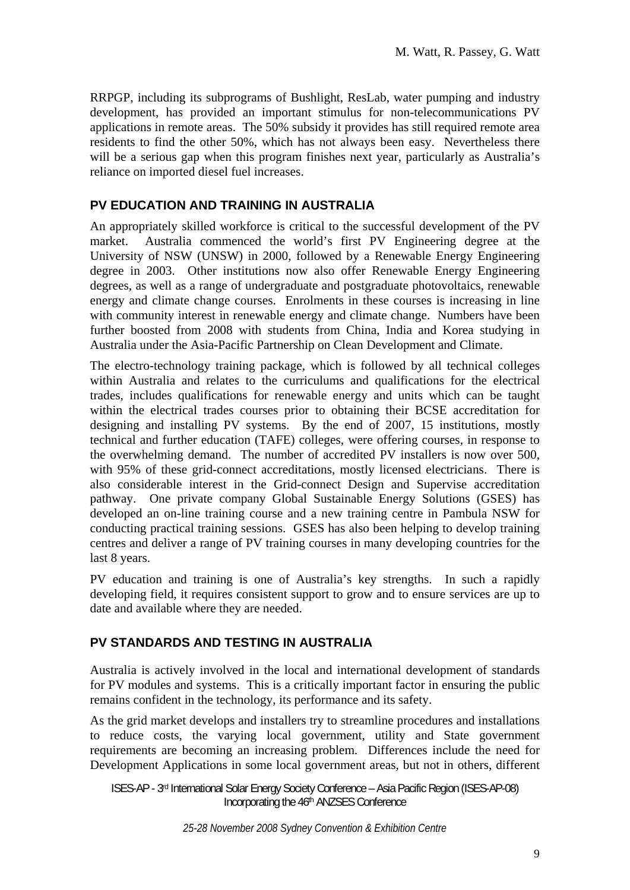RRPGP, including its subprograms of Bushlight, ResLab, water pumping and industry development, has provided an important stimulus for non-telecommunications PV applications in remote areas. The 50% subsidy it provides has still required remote area residents to find the other 50%, which has not always been easy. Nevertheless there will be a serious gap when this program finishes next year, particularly as Australia's reliance on imported diesel fuel increases.

## PV EDUCATION AND TRAINING IN AUSTRALIA

An appropriately skilled workforce is critical to the successful development of the PV market. Australia commenced the world's first PV Engineering degree at the University of NSW (UNSW) in 2000, followed by a Renewable Energy Engineering degree in 2003. Other institutions now also offer Renewable Energy Engineering degrees, as well as a range of undergraduate and postgraduate photovoltaics, renewable energy and climate change courses. Enrolments in these courses is increasing in line with community interest in renewable energy and climate change. Numbers have been further boosted from 2008 with students from China, India and Korea studying in Australia under the Asia-Pacific Partnership on Clean Development and Climate.

The electro-technology training package, which is followed by all technical colleges within Australia and relates to the curriculums and qualifications for the electrical trades, includes qualifications for renewable energy and units which can be taught within the electrical trades courses prior to obtaining their BCSE accreditation for designing and installing PV systems. By the end of 2007, 15 institutions, mostly technical and further education (TAFE) colleges, were offering courses, in response to the overwhelming demand. The number of accredited PV installers is now over 500, with 95% of these grid-connect accreditations, mostly licensed electricians. There is also considerable interest in the Grid-connect Design and Supervise accreditation pathway. One private company Global Sustainable Energy Solutions (GSES) has developed an on-line training course and a new training centre in Pambula NSW for conducting practical training sessions. GSES has also been helping to develop training centres and deliver a range of PV training courses in many developing countries for the last 8 years.

PV education and training is one of Australia's key strengths. In such a rapidly developing field, it requires consistent support to grow and to ensure services are up to date and available where they are needed.

## PV STANDARDS AND TESTING IN AUSTRALIA

Australia is actively involved in the local and international development of standards for PV modules and systems. This is a critically important factor in ensuring the public remains confident in the technology, its performance and its safety.

As the grid market develops and installers try to streamline procedures and installations to reduce costs, the varying local government, utility and State government requirements are becoming an increasing problem. Differences include the need for Development Applications in some local government areas, but not in others, different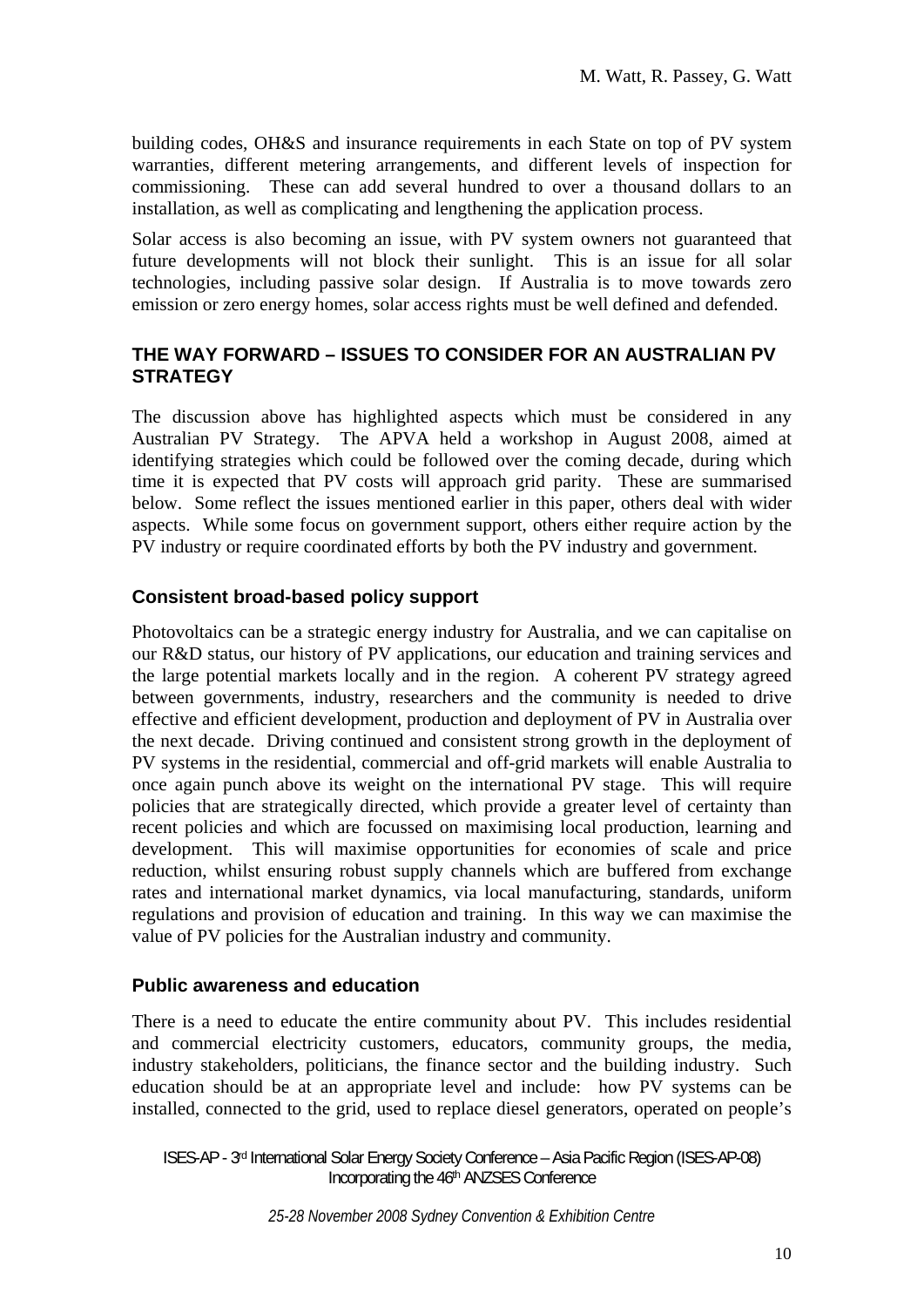building codes, OH&S and insurance requirements in each State on top of PV system warranties, different metering arrangements, and different levels of inspection for commissioning. These can add several hundred to over a thousand dollars to an installation, as well as complicating and lengthening the application process.

Solar access is also becoming an issue, with PV system owners not guaranteed that future developments will not block their sunlight. This is an issue for all solar technologies, including passive solar design. If Australia is to move towards zero emission or zero energy homes, solar access rights must be well defined and defended.

## THE WAY FORWARD – ISSUES TO CONSIDER FOR AN AUSTRALIAN PV STRATEGY

The discussion above has highlighted aspects which must be considered in any Australian PV Strategy. The APVA held a workshop in August 2008, aimed at identifying strategies which could be followed over the coming decade, during which time it is expected that PV costs will approach grid parity. These are summarised below. Some reflect the issues mentioned earlier in this paper, others deal with wider aspects. While some focus on government support, others either require action by the PV industry or require coordinated efforts by both the PV industry and government.

### Consistent broad-based policy support

Photovoltaics can be a strategic energy industry for Australia, and we can capitalise on our R&D status, our history of PV applications, our education and training services and the large potential markets locally and in the region. A coherent PV strategy agreed between governments, industry, researchers and the community is needed to drive effective and efficient development, production and deployment of PV in Australia over the next decade. Driving continued and consistent strong growth in the deployment of PV systems in the residential, commercial and off-grid markets will enable Australia to once again punch above its weight on the international PV stage. This will require policies that are strategically directed, which provide a greater level of certainty than recent policies and which are focussed on maximising local production, learning and development. This will maximise opportunities for economies of scale and price reduction, whilst ensuring robust supply channels which are buffered from exchange rates and international market dynamics, via local manufacturing, standards, uniform regulations and provision of education and training. In this way we can maximise the value of PV policies for the Australian industry and community.

### Public awareness and education

There is a need to educate the entire community about PV. This includes residential and commercial electricity customers, educators, community groups, the media, industry stakeholders, politicians, the finance sector and the building industry. Such education should be at an appropriate level and include: how PV systems can be installed, connected to the grid, used to replace diesel generators, operated on people's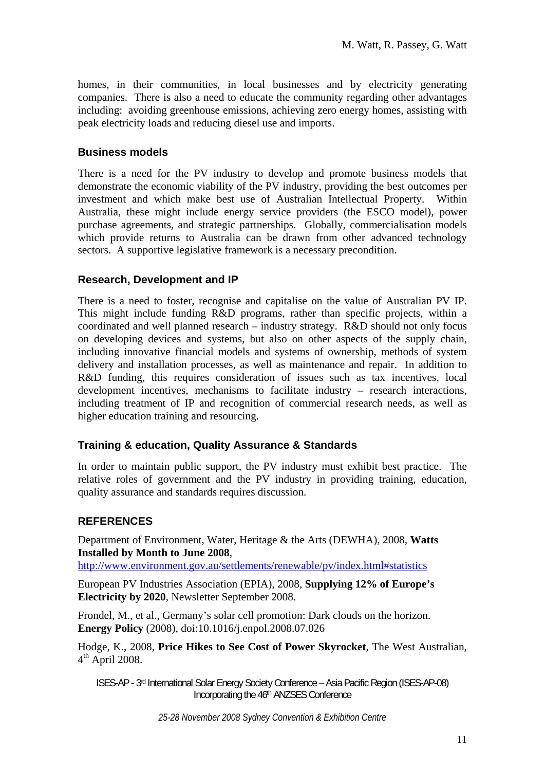homes, in their communities, in local businesses and by electricity generating companies. There is also a need to educate the community regarding other advantages including: avoiding greenhouse emissions, achieving zero energy homes, assisting with peak electricity loads and reducing diesel use and imports.

## Business models

There is a need for the PV industry to develop and promote business models that demonstrate the economic viability of the PV industry, providing the best outcomes per investment and which make best use of Australian Intellectual Property. Within Australia, these might include energy service providers (the ESCO model), power purchase agreements, and strategic partnerships. Globally, commercialisation models which provide returns to Australia can be drawn from other advanced technology sectors. A supportive legislative framework is a necessary precondition.

## Research, Development and IP

There is a need to foster, recognise and capitalise on the value of Australian PV IP. This might include funding R&D programs, rather than specific projects, within a coordinated and well planned research – industry strategy. R&D should not only focus on developing devices and systems, but also on other aspects of the supply chain, including innovative financial models and systems of ownership, methods of system delivery and installation processes, as well as maintenance and repair. In addition to R&D funding, this requires consideration of issues such as tax incentives, local development incentives, mechanisms to facilitate industry – research interactions, including treatment of IP and recognition of commercial research needs, as well as higher education training and resourcing.

## Training & education, Quality Assurance & Standards

In order to maintain public support, the PV industry must exhibit best practice. The relative roles of government and the PV industry in providing training, education, quality assurance and standards requires discussion.

## REFERENCES

Department of Environment, Water, Heritage & the Arts (DEWHA), 2008, **Watts Installed by Month to June 2008**, http://www.environment.gov.au/settlements/renewable/pv/index.html#statistics

European PV Industries Association (EPIA), 2008, **Supplying 12% of Europe's Electricity by 2020**, Newsletter September 2008.

Frondel, M., et al., Germany's solar cell promotion: Dark clouds on the horizon. **Energy Policy** (2008), doi:10.1016/j.enpol.2008.07.026

Hodge, K., 2008, **Price Hikes to See Cost of Power Skyrocket**, The West Australian, 4th April 2008.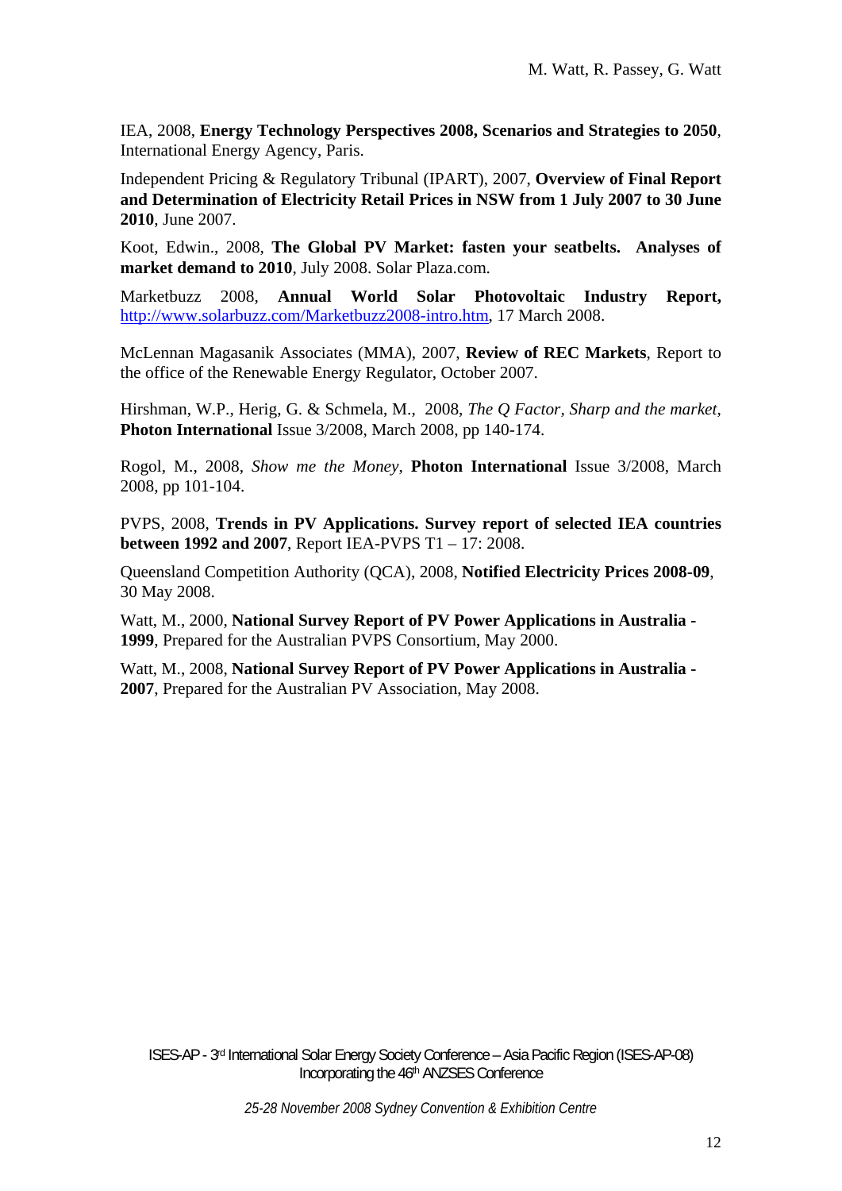IEA, 2008, **Energy Technology Perspectives 2008, Scenarios and Strategies to 2050**, International Energy Agency, Paris.

Independent Pricing & Regulatory Tribunal (IPART), 2007, **Overview of Final Report and Determination of Electricity Retail Prices in NSW from 1 July 2007 to 30 June 2010**, June 2007.

Koot, Edwin., 2008, **The Global PV Market: fasten your seatbelts. Analyses of market demand to 2010**, July 2008. Solar Plaza.com.

Marketbuzz 2008, **Annual World Solar Photovoltaic Industry Report,** http://www.solarbuzz.com/Marketbuzz2008-intro.htm, 17 March 2008.

McLennan Magasanik Associates (MMA), 2007, **Review of REC Markets**, Report to the office of the Renewable Energy Regulator, October 2007.

Hirshman, W.P., Herig, G. & Schmela, M., 2008, *The Q Factor, Sharp and the market*, **Photon International** Issue 3/2008, March 2008, pp 140-174.

Rogol, M., 2008, *Show me the Money*, **Photon International** Issue 3/2008, March 2008, pp 101-104.

PVPS, 2008, **Trends in PV Applications. Survey report of selected IEA countries between 1992 and 2007**, Report IEA-PVPS T1 – 17: 2008.

Queensland Competition Authority (QCA), 2008, **Notified Electricity Prices 2008-09**, 30 May 2008.

Watt, M., 2000, **National Survey Report of PV Power Applications in Australia - 1999**, Prepared for the Australian PVPS Consortium, May 2000.

Watt, M., 2008, **National Survey Report of PV Power Applications in Australia - 2007**, Prepared for the Australian PV Association, May 2008.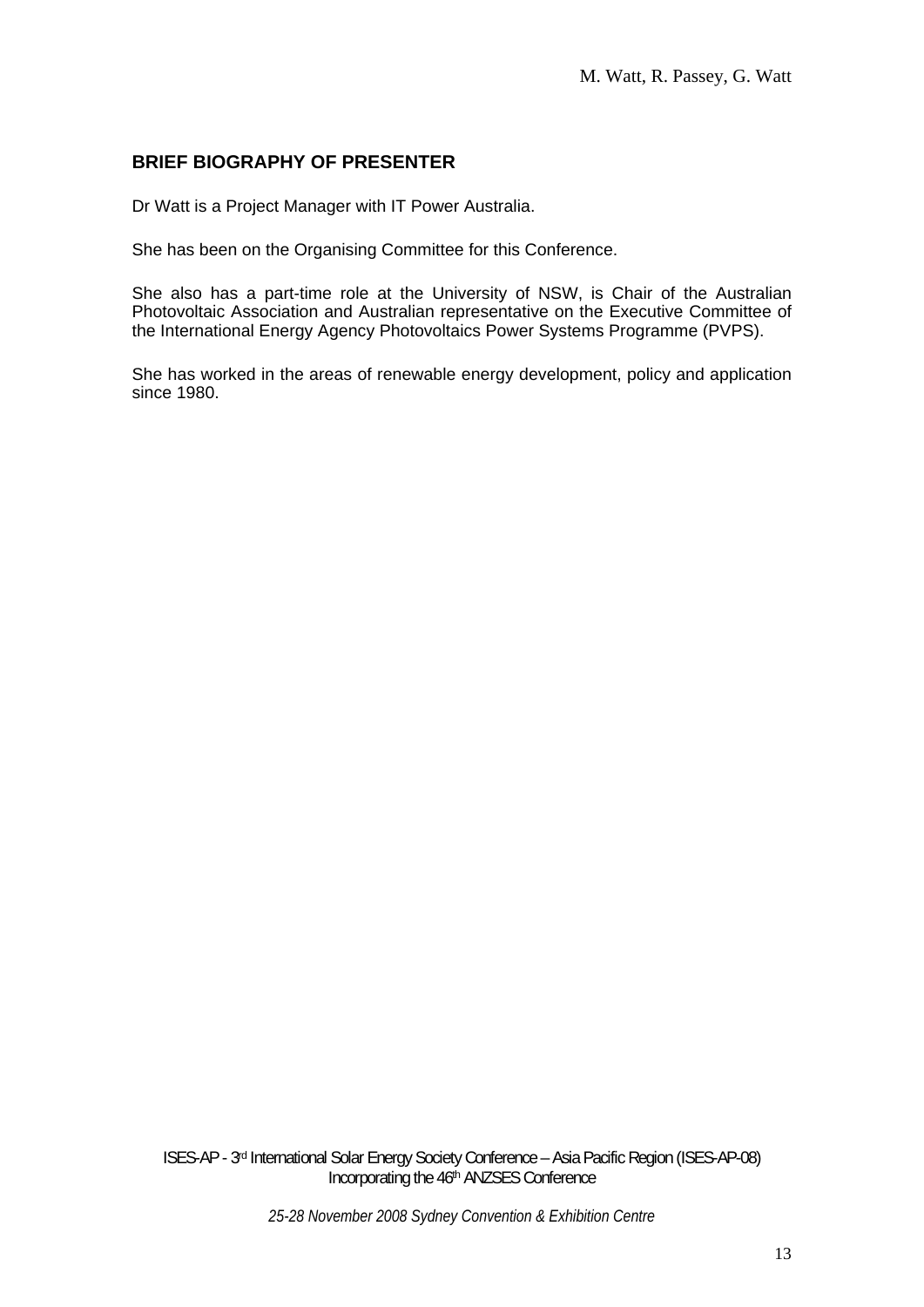## BRIEF BIOGRAPHY OF PRESENTER

Dr Watt is a Project Manager with IT Power Australia.

She has been on the Organising Committee for this Conference.

She also has a part-time role at the University of NSW, is Chair of the Australian Photovoltaic Association and Australian representative on the Executive Committee of the International Energy Agency Photovoltaics Power Systems Programme (PVPS).

She has worked in the areas of renewable energy development, policy and application since 1980.